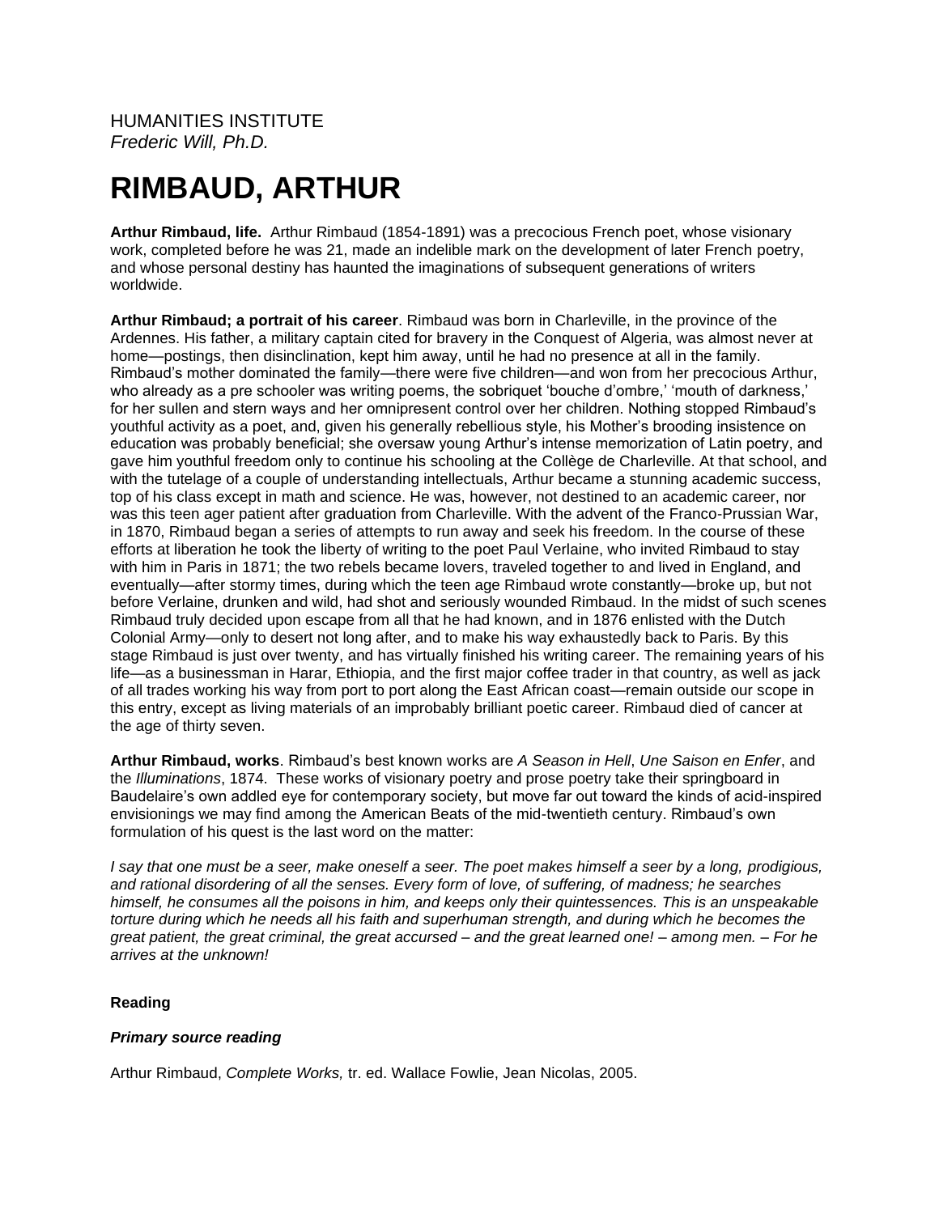HUMANITIES INSTITUTE
*Frederic Will, Ph.D.*

# RIMBAUD, ARTHUR

**Arthur Rimbaud, life.** Arthur Rimbaud (1854-1891) was a precocious French poet, whose visionary work, completed before he was 21, made an indelible mark on the development of later French poetry, and whose personal destiny has haunted the imaginations of subsequent generations of writers worldwide.

**Arthur Rimbaud; a portrait of his career**. Rimbaud was born in Charleville, in the province of the Ardennes. His father, a military captain cited for bravery in the Conquest of Algeria, was almost never at home—postings, then disinclination, kept him away, until he had no presence at all in the family. Rimbaud's mother dominated the family—there were five children—and won from her precocious Arthur, who already as a pre schooler was writing poems, the sobriquet 'bouche d'ombre,' 'mouth of darkness,' for her sullen and stern ways and her omnipresent control over her children. Nothing stopped Rimbaud's youthful activity as a poet, and, given his generally rebellious style, his Mother's brooding insistence on education was probably beneficial; she oversaw young Arthur's intense memorization of Latin poetry, and gave him youthful freedom only to continue his schooling at the Collège de Charleville. At that school, and with the tutelage of a couple of understanding intellectuals, Arthur became a stunning academic success, top of his class except in math and science. He was, however, not destined to an academic career, nor was this teen ager patient after graduation from Charleville. With the advent of the Franco-Prussian War, in 1870, Rimbaud began a series of attempts to run away and seek his freedom. In the course of these efforts at liberation he took the liberty of writing to the poet Paul Verlaine, who invited Rimbaud to stay with him in Paris in 1871; the two rebels became lovers, traveled together to and lived in England, and eventually—after stormy times, during which the teen age Rimbaud wrote constantly—broke up, but not before Verlaine, drunken and wild, had shot and seriously wounded Rimbaud. In the midst of such scenes Rimbaud truly decided upon escape from all that he had known, and in 1876 enlisted with the Dutch Colonial Army—only to desert not long after, and to make his way exhaustedly back to Paris. By this stage Rimbaud is just over twenty, and has virtually finished his writing career. The remaining years of his life—as a businessman in Harar, Ethiopia, and the first major coffee trader in that country, as well as jack of all trades working his way from port to port along the East African coast—remain outside our scope in this entry, except as living materials of an improbably brilliant poetic career. Rimbaud died of cancer at the age of thirty seven.

**Arthur Rimbaud, works**. Rimbaud's best known works are *A Season in Hell*, *Une Saison en Enfer*, and the *Illuminations*, 1874. These works of visionary poetry and prose poetry take their springboard in Baudelaire's own addled eye for contemporary society, but move far out toward the kinds of acid-inspired envisionings we may find among the American Beats of the mid-twentieth century. Rimbaud's own formulation of his quest is the last word on the matter:

*I say that one must be a seer, make oneself a seer. The poet makes himself a seer by a long, prodigious, and rational disordering of all the senses. Every form of love, of suffering, of madness; he searches himself, he consumes all the poisons in him, and keeps only their quintessences. This is an unspeakable torture during which he needs all his faith and superhuman strength, and during which he becomes the great patient, the great criminal, the great accursed – and the great learned one! – among men. – For he arrives at the unknown!*

**Reading**

***Primary source reading***

Arthur Rimbaud, *Complete Works,* tr. ed. Wallace Fowlie, Jean Nicolas, 2005.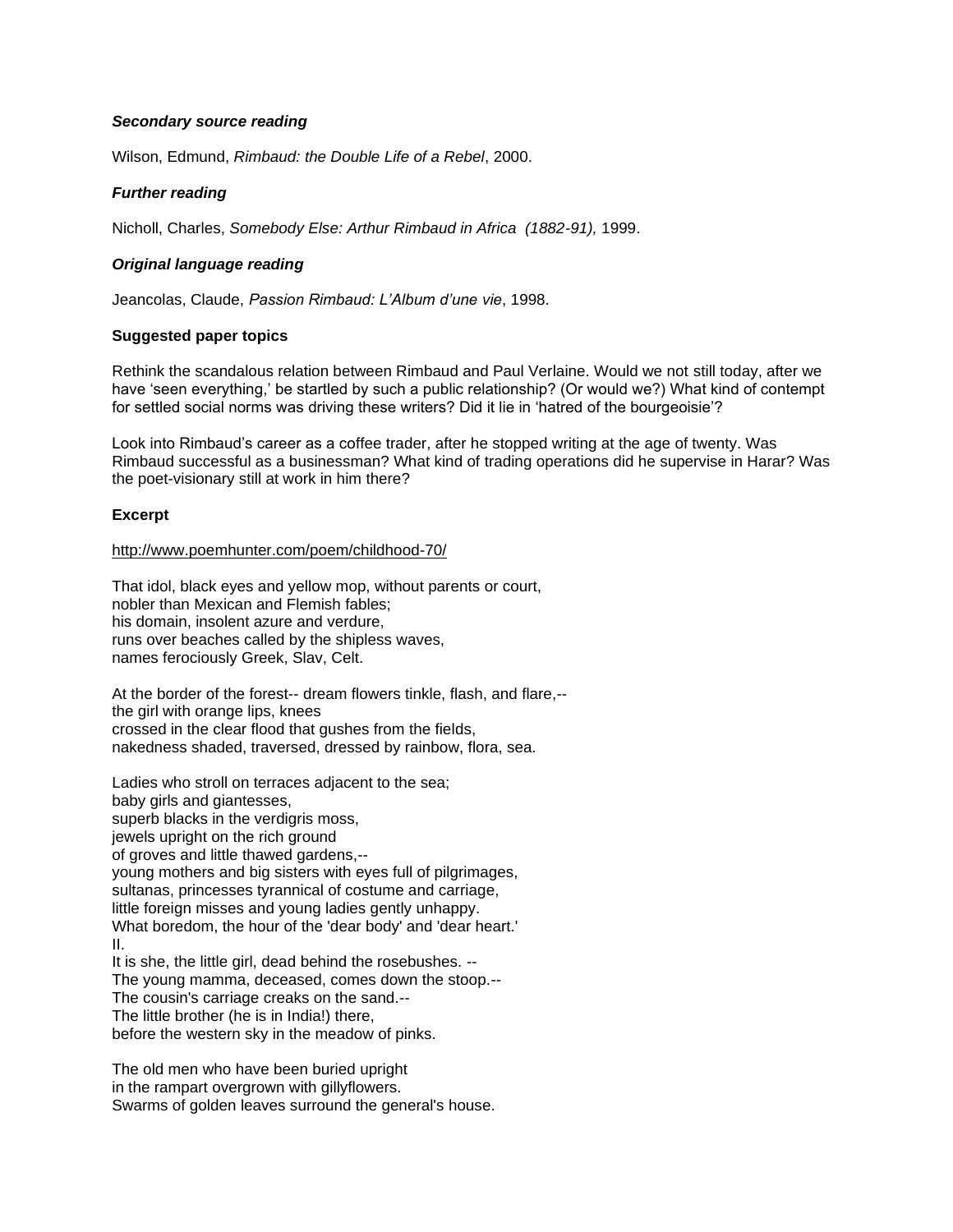### *Secondary source reading*

Wilson, Edmund, *Rimbaud: the Double Life of a Rebel*, 2000.

### *Further reading*

Nicholl, Charles, *Somebody Else: Arthur Rimbaud in Africa (1882-91),* 1999.

### *Original language reading*

Jeancolas, Claude, *Passion Rimbaud: L'Album d'une vie*, 1998.

### **Suggested paper topics**

Rethink the scandalous relation between Rimbaud and Paul Verlaine. Would we not still today, after we have 'seen everything,' be startled by such a public relationship? (Or would we?) What kind of contempt for settled social norms was driving these writers? Did it lie in 'hatred of the bourgeoisie'?

Look into Rimbaud's career as a coffee trader, after he stopped writing at the age of twenty. Was Rimbaud successful as a businessman? What kind of trading operations did he supervise in Harar? Was the poet-visionary still at work in him there?

### **Excerpt**

http://www.poemhunter.com/poem/childhood-70/

That idol, black eyes and yellow mop, without parents or court,  
nobler than Mexican and Flemish fables;  
his domain, insolent azure and verdure,  
runs over beaches called by the shipless waves,  
names ferociously Greek, Slav, Celt.

At the border of the forest-- dream flowers tinkle, flash, and flare,--  
the girl with orange lips, knees  
crossed in the clear flood that gushes from the fields,  
nakedness shaded, traversed, dressed by rainbow, flora, sea.

Ladies who stroll on terraces adjacent to the sea;  
baby girls and giantesses,  
superb blacks in the verdigris moss,  
jewels upright on the rich ground  
of groves and little thawed gardens,--  
young mothers and big sisters with eyes full of pilgrimages,  
sultanas, princesses tyrannical of costume and carriage,  
little foreign misses and young ladies gently unhappy.  
What boredom, the hour of the 'dear body' and 'dear heart.'  
II.  
It is she, the little girl, dead behind the rosebushes. --  
The young mamma, deceased, comes down the stoop.--  
The cousin's carriage creaks on the sand.--  
The little brother (he is in India!) there,  
before the western sky in the meadow of pinks.

The old men who have been buried upright  
in the rampart overgrown with gillyflowers.  
Swarms of golden leaves surround the general's house.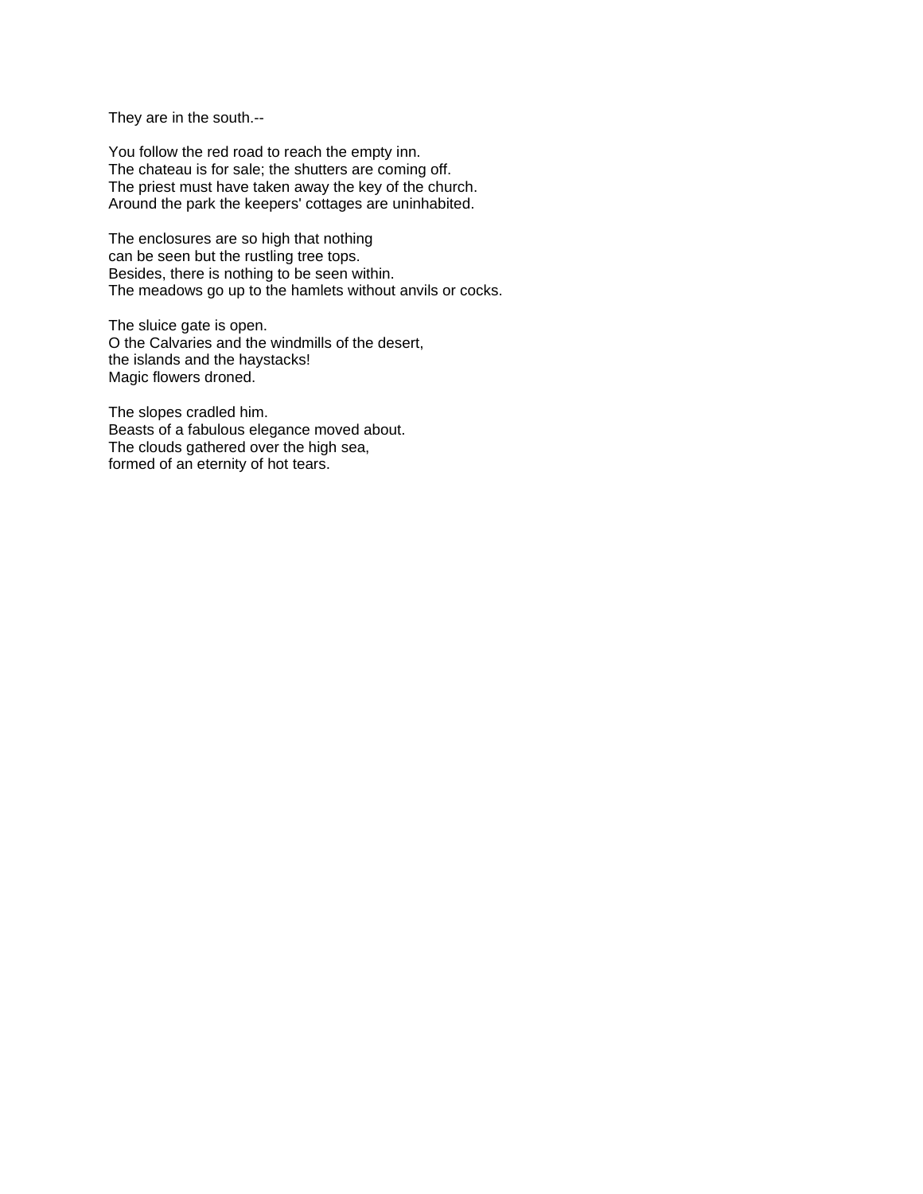They are in the south.--

You follow the red road to reach the empty inn.
The chateau is for sale; the shutters are coming off.
The priest must have taken away the key of the church.
Around the park the keepers' cottages are uninhabited.

The enclosures are so high that nothing
can be seen but the rustling tree tops.
Besides, there is nothing to be seen within.
The meadows go up to the hamlets without anvils or cocks.

The sluice gate is open.
O the Calvaries and the windmills of the desert,
the islands and the haystacks!
Magic flowers droned.

The slopes cradled him.
Beasts of a fabulous elegance moved about.
The clouds gathered over the high sea,
formed of an eternity of hot tears.